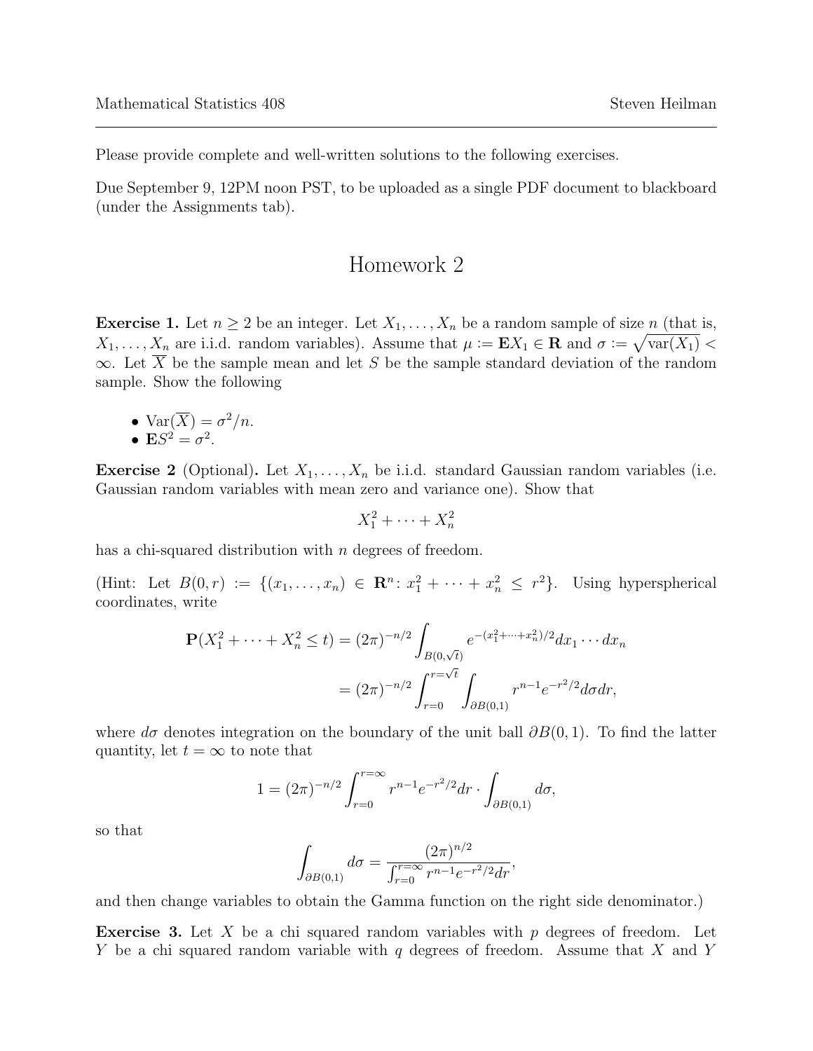Please provide complete and well-written solutions to the following exercises.

Due September 9, 12PM noon PST, to be uploaded as a single PDF document to blackboard (under the Assignments tab).

# Homework 2

**Exercise 1.** Let $n \geq 2$ be an integer. Let $X_1, \ldots, X_n$ be a random sample of size $n$ (that is, $X_1, \ldots, X_n$ are i.i.d. random variables). Assume that $\mu := \mathbf{E}X_1 \in \mathbf{R}$ and $\sigma := \sqrt{\mathrm{var}(X_1)} < \infty$. Let $\overline{X}$ be the sample mean and let $S$ be the sample standard deviation of the random sample. Show the following

- $\mathrm{Var}(\overline{X}) = \sigma^2/n$.
- $\mathbf{E}S^2 = \sigma^2$.

**Exercise 2** (Optional)**.** Let $X_1, \ldots, X_n$ be i.i.d. standard Gaussian random variables (i.e. Gaussian random variables with mean zero and variance one). Show that

$$X_1^2 + \cdots + X_n^2$$

has a chi-squared distribution with $n$ degrees of freedom.

(Hint: Let $B(0,r) := \{(x_1, \ldots, x_n) \in \mathbf{R}^n \colon x_1^2 + \cdots + x_n^2 \leq r^2\}$. Using hyperspherical coordinates, write

$$\begin{aligned}
\mathbf{P}(X_1^2 + \cdots + X_n^2 \leq t) &= (2\pi)^{-n/2} \int_{B(0,\sqrt{t})} e^{-(x_1^2 + \cdots + x_n^2)/2} dx_1 \cdots dx_n \\
&= (2\pi)^{-n/2} \int_{r=0}^{r=\sqrt{t}} \int_{\partial B(0,1)} r^{n-1} e^{-r^2/2} d\sigma dr,
\end{aligned}$$

where $d\sigma$ denotes integration on the boundary of the unit ball $\partial B(0,1)$. To find the latter quantity, let $t = \infty$ to note that

$$1 = (2\pi)^{-n/2} \int_{r=0}^{r=\infty} r^{n-1} e^{-r^2/2} dr \cdot \int_{\partial B(0,1)} d\sigma,$$

so that

$$\int_{\partial B(0,1)} d\sigma = \frac{(2\pi)^{n/2}}{\int_{r=0}^{r=\infty} r^{n-1} e^{-r^2/2} dr},$$

and then change variables to obtain the Gamma function on the right side denominator.)

**Exercise 3.** Let $X$ be a chi squared random variables with $p$ degrees of freedom. Let $Y$ be a chi squared random variable with $q$ degrees of freedom. Assume that $X$ and $Y$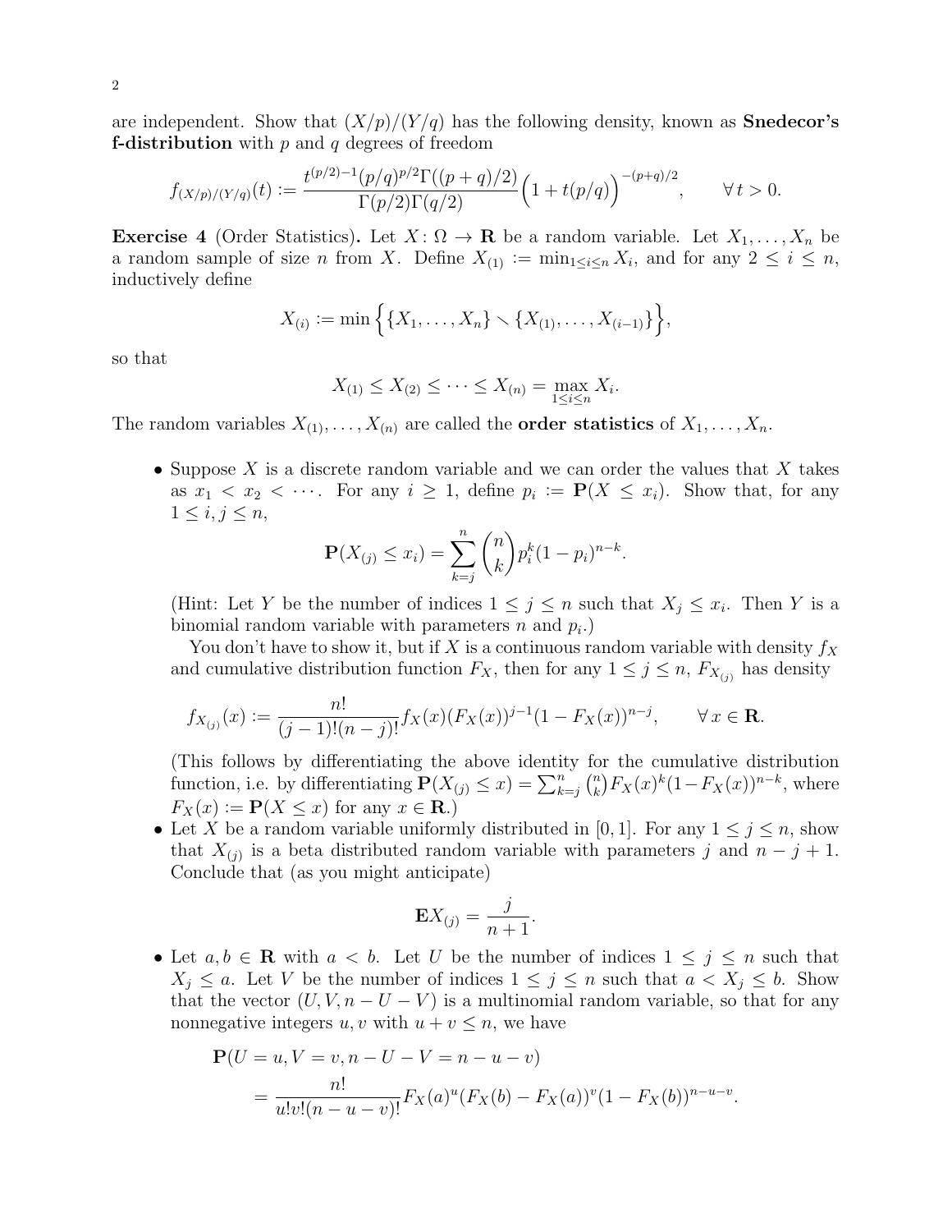are independent. Show that $(X/p)/(Y/q)$ has the following density, known as **Snedecor's f-distribution** with $p$ and $q$ degrees of freedom

$$f_{(X/p)/(Y/q)}(t) := \frac{t^{(p/2)-1}(p/q)^{p/2}\Gamma((p+q)/2)}{\Gamma(p/2)\Gamma(q/2)}\Big(1+t(p/q)\Big)^{-(p+q)/2}, \qquad \forall\, t>0.$$

**Exercise 4** (Order Statistics)**.** Let $X\colon\Omega\to\mathbf{R}$ be a random variable. Let $X_1,\ldots,X_n$ be a random sample of size $n$ from $X$. Define $X_{(1)} := \min_{1\leq i\leq n} X_i$, and for any $2\leq i\leq n$, inductively define

$$X_{(i)} := \min\Big\{\{X_1,\ldots,X_n\}\setminus\{X_{(1)},\ldots,X_{(i-1)}\}\Big\},$$

so that

$$X_{(1)}\leq X_{(2)}\leq\cdots\leq X_{(n)} = \max_{1\leq i\leq n} X_i.$$

The random variables $X_{(1)},\ldots,X_{(n)}$ are called the **order statistics** of $X_1,\ldots,X_n$.

- Suppose $X$ is a discrete random variable and we can order the values that $X$ takes as $x_1<x_2<\cdots$. For any $i\geq 1$, define $p_i := \mathbf{P}(X\leq x_i)$. Show that, for any $1\leq i,j\leq n$,
$$\mathbf{P}(X_{(j)}\leq x_i) = \sum_{k=j}^{n}\binom{n}{k}p_i^k(1-p_i)^{n-k}.$$
(Hint: Let $Y$ be the number of indices $1\leq j\leq n$ such that $X_j\leq x_i$. Then $Y$ is a binomial random variable with parameters $n$ and $p_i$.)

  You don't have to show it, but if $X$ is a continuous random variable with density $f_X$ and cumulative distribution function $F_X$, then for any $1\leq j\leq n$, $F_{X_{(j)}}$ has density
$$f_{X_{(j)}}(x) := \frac{n!}{(j-1)!(n-j)!}f_X(x)(F_X(x))^{j-1}(1-F_X(x))^{n-j}, \qquad \forall\, x\in\mathbf{R}.$$
(This follows by differentiating the above identity for the cumulative distribution function, i.e. by differentiating $\mathbf{P}(X_{(j)}\leq x)=\sum_{k=j}^{n}\binom{n}{k}F_X(x)^k(1-F_X(x))^{n-k}$, where $F_X(x) := \mathbf{P}(X\leq x)$ for any $x\in\mathbf{R}$.)
- Let $X$ be a random variable uniformly distributed in $[0,1]$. For any $1\leq j\leq n$, show that $X_{(j)}$ is a beta distributed random variable with parameters $j$ and $n-j+1$. Conclude that (as you might anticipate)
$$\mathbf{E}X_{(j)} = \frac{j}{n+1}.$$
- Let $a,b\in\mathbf{R}$ with $a<b$. Let $U$ be the number of indices $1\leq j\leq n$ such that $X_j\leq a$. Let $V$ be the number of indices $1\leq j\leq n$ such that $a<X_j\leq b$. Show that the vector $(U,V,n-U-V)$ is a multinomial random variable, so that for any nonnegative integers $u,v$ with $u+v\leq n$, we have
$$\begin{aligned}&\mathbf{P}(U=u,V=v,n-U-V=n-u-v)\\ &\qquad=\frac{n!}{u!v!(n-u-v)!}F_X(a)^u(F_X(b)-F_X(a))^v(1-F_X(b))^{n-u-v}.\end{aligned}$$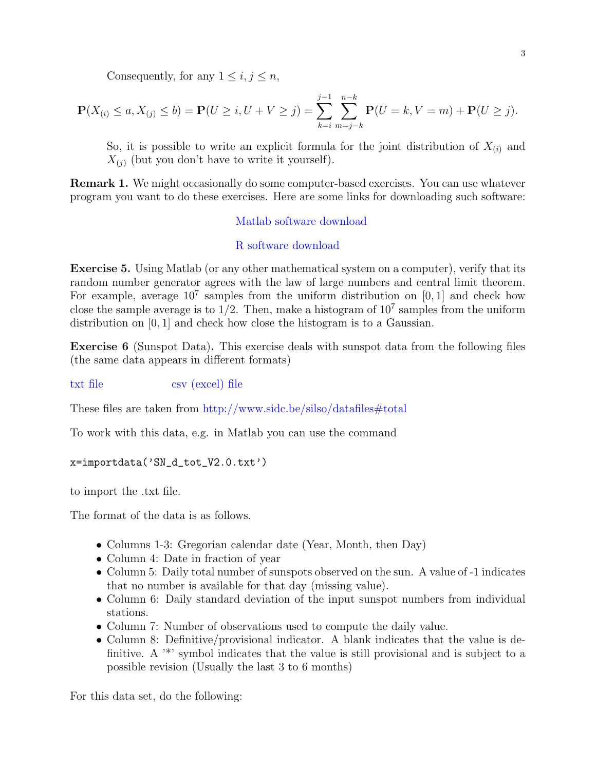Consequently, for any $1 \leq i, j \leq n$,

$$\mathbf{P}(X_{(i)} \leq a, X_{(j)} \leq b) = \mathbf{P}(U \geq i, U + V \geq j) = \sum_{k=i}^{j-1} \sum_{m=j-k}^{n-k} \mathbf{P}(U = k, V = m) + \mathbf{P}(U \geq j).$$

So, it is possible to write an explicit formula for the joint distribution of $X_{(i)}$ and $X_{(j)}$ (but you don't have to write it yourself).

**Remark 1.** We might occasionally do some computer-based exercises. You can use whatever program you want to do these exercises. Here are some links for downloading such software:

Matlab software download

R software download

**Exercise 5.** Using Matlab (or any other mathematical system on a computer), verify that its random number generator agrees with the law of large numbers and central limit theorem. For example, average $10^7$ samples from the uniform distribution on $[0, 1]$ and check how close the sample average is to $1/2$. Then, make a histogram of $10^7$ samples from the uniform distribution on $[0, 1]$ and check how close the histogram is to a Gaussian.

**Exercise 6** (Sunspot Data)**.** This exercise deals with sunspot data from the following files (the same data appears in different formats)

txt file        csv (excel) file

These files are taken from http://www.sidc.be/silso/datafiles#total

To work with this data, e.g. in Matlab you can use the command

```
x=importdata('SN_d_tot_V2.0.txt')
```

to import the .txt file.

The format of the data is as follows.

- Columns 1-3: Gregorian calendar date (Year, Month, then Day)
- Column 4: Date in fraction of year
- Column 5: Daily total number of sunspots observed on the sun. A value of -1 indicates that no number is available for that day (missing value).
- Column 6: Daily standard deviation of the input sunspot numbers from individual stations.
- Column 7: Number of observations used to compute the daily value.
- Column 8: Definitive/provisional indicator. A blank indicates that the value is definitive. A '*' symbol indicates that the value is still provisional and is subject to a possible revision (Usually the last 3 to 6 months)

For this data set, do the following: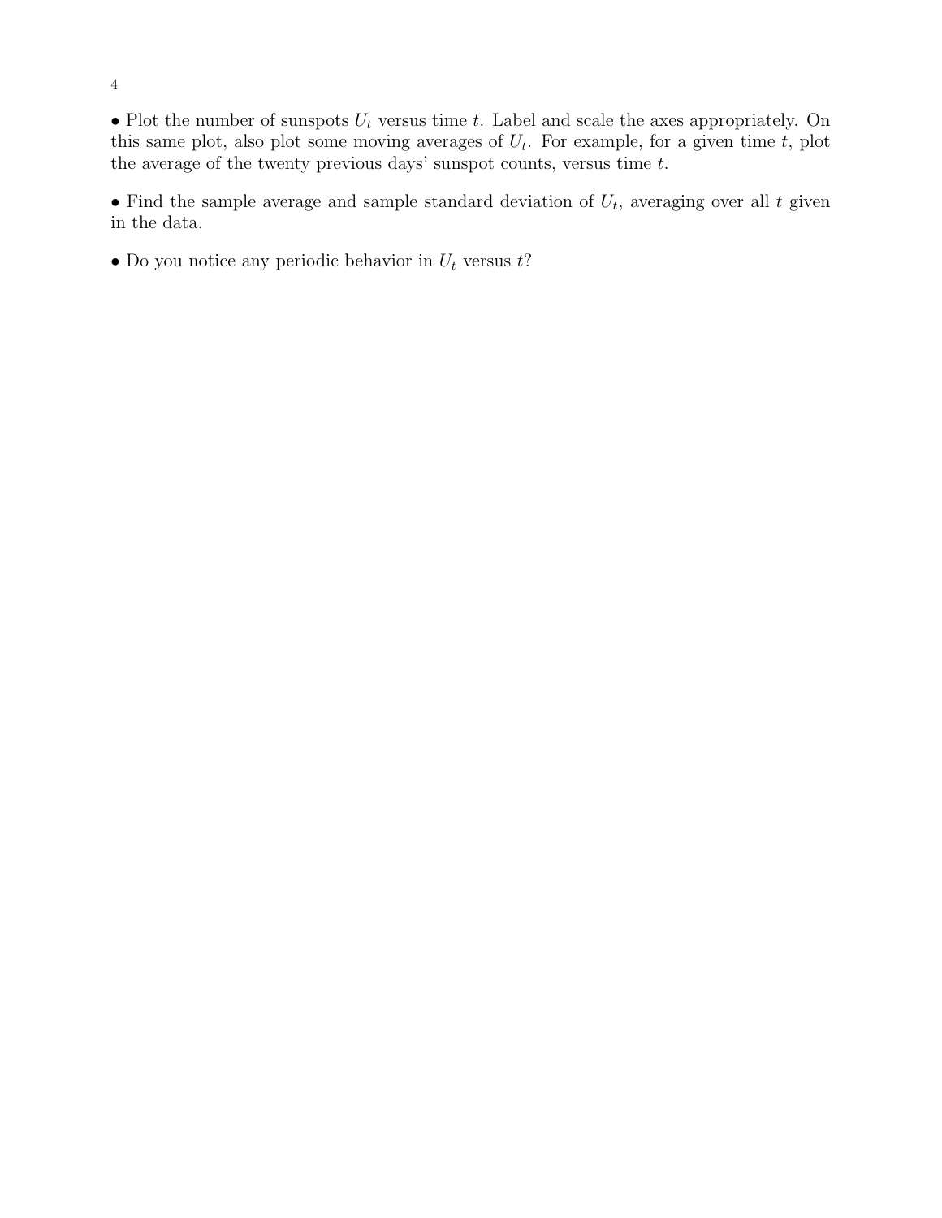- Plot the number of sunspots $U_t$ versus time $t$. Label and scale the axes appropriately. On this same plot, also plot some moving averages of $U_t$. For example, for a given time $t$, plot the average of the twenty previous days' sunspot counts, versus time $t$.

- Find the sample average and sample standard deviation of $U_t$, averaging over all $t$ given in the data.

- Do you notice any periodic behavior in $U_t$ versus $t$?